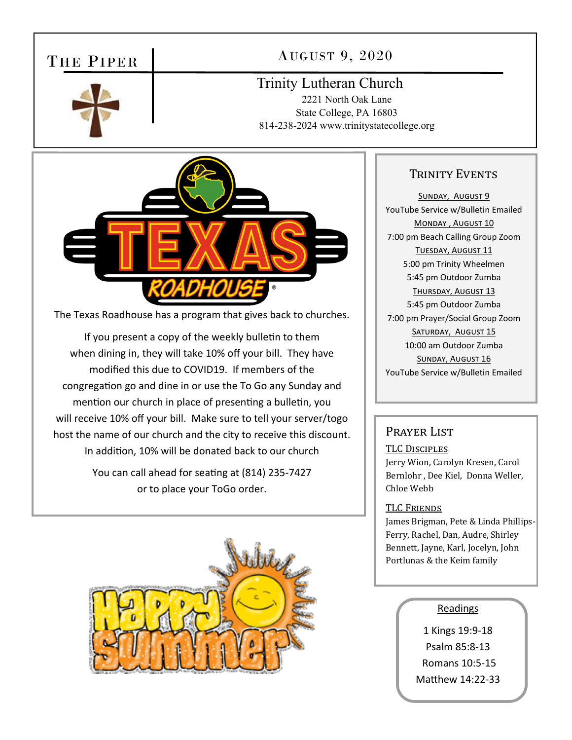# The Piper

## August 9, 2020

### Trinity Lutheran Church

2221 North Oak Lane
State College, PA 16803
814-238-2024 www.trinitystatecollege.org

The Texas Roadhouse has a program that gives back to churches.

If you present a copy of the weekly bulletin to them when dining in, they will take 10% off your bill. They have modified this due to COVID19. If members of the congregation go and dine in or use the To Go any Sunday and mention our church in place of presenting a bulletin, you will receive 10% off your bill. Make sure to tell your server/togo host the name of our church and the city to receive this discount. In addition, 10% will be donated back to our church

You can call ahead for seating at (814) 235-7427 or to place your ToGo order.

## Trinity Events

Sunday, August 9
YouTube Service w/Bulletin Emailed

Monday, August 10
7:00 pm Beach Calling Group Zoom

Tuesday, August 11
5:00 pm Trinity Wheelmen
5:45 pm Outdoor Zumba

Thursday, August 13
5:45 pm Outdoor Zumba
7:00 pm Prayer/Social Group Zoom

Saturday, August 15
10:00 am Outdoor Zumba

Sunday, August 16
YouTube Service w/Bulletin Emailed

## Prayer List

**TLC Disciples**
Jerry Wion, Carolyn Kresen, Carol Bernlohr , Dee Kiel, Donna Weller, Chloe Webb

**TLC Friends**
James Brigman, Pete & Linda Phillips-Ferry, Rachel, Dan, Audre, Shirley Bennett, Jayne, Karl, Jocelyn, John Portlunas & the Keim family

## Readings

1 Kings 19:9-18
Psalm 85:8-13
Romans 10:5-15
Matthew 14:22-33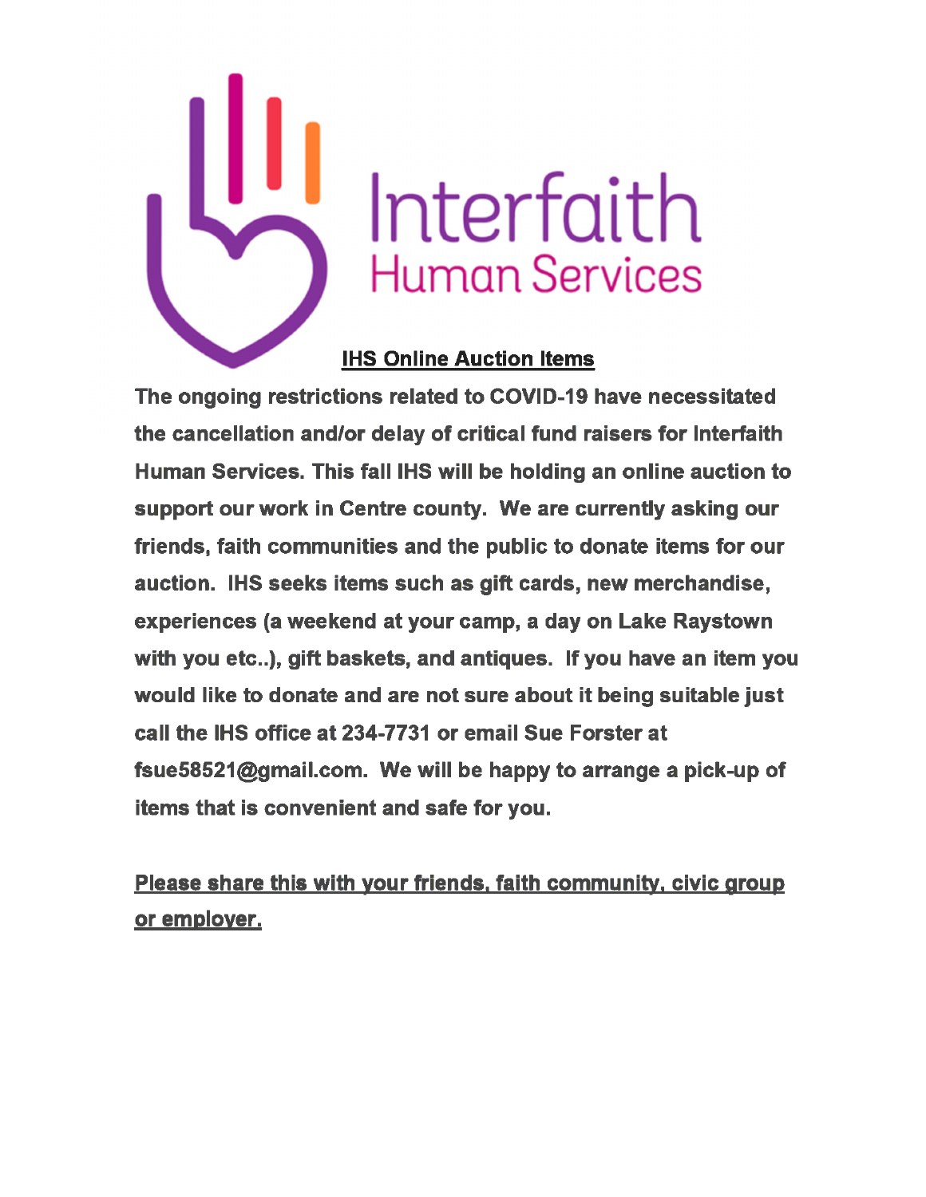Interfaith
Human Services

## IHS Online Auction Items

**The ongoing restrictions related to COVID-19 have necessitated the cancellation and/or delay of critical fund raisers for Interfaith Human Services. This fall IHS will be holding an online auction to support our work in Centre county. We are currently asking our friends, faith communities and the public to donate items for our auction. IHS seeks items such as gift cards, new merchandise, experiences (a weekend at your camp, a day on Lake Raystown with you etc..), gift baskets, and antiques. If you have an item you would like to donate and are not sure about it being suitable just call the IHS office at 234-7731 or email Sue Forster at fsue58521@gmail.com. We will be happy to arrange a pick-up of items that is convenient and safe for you.**

**Please share this with your friends, faith community, civic group or employer.**